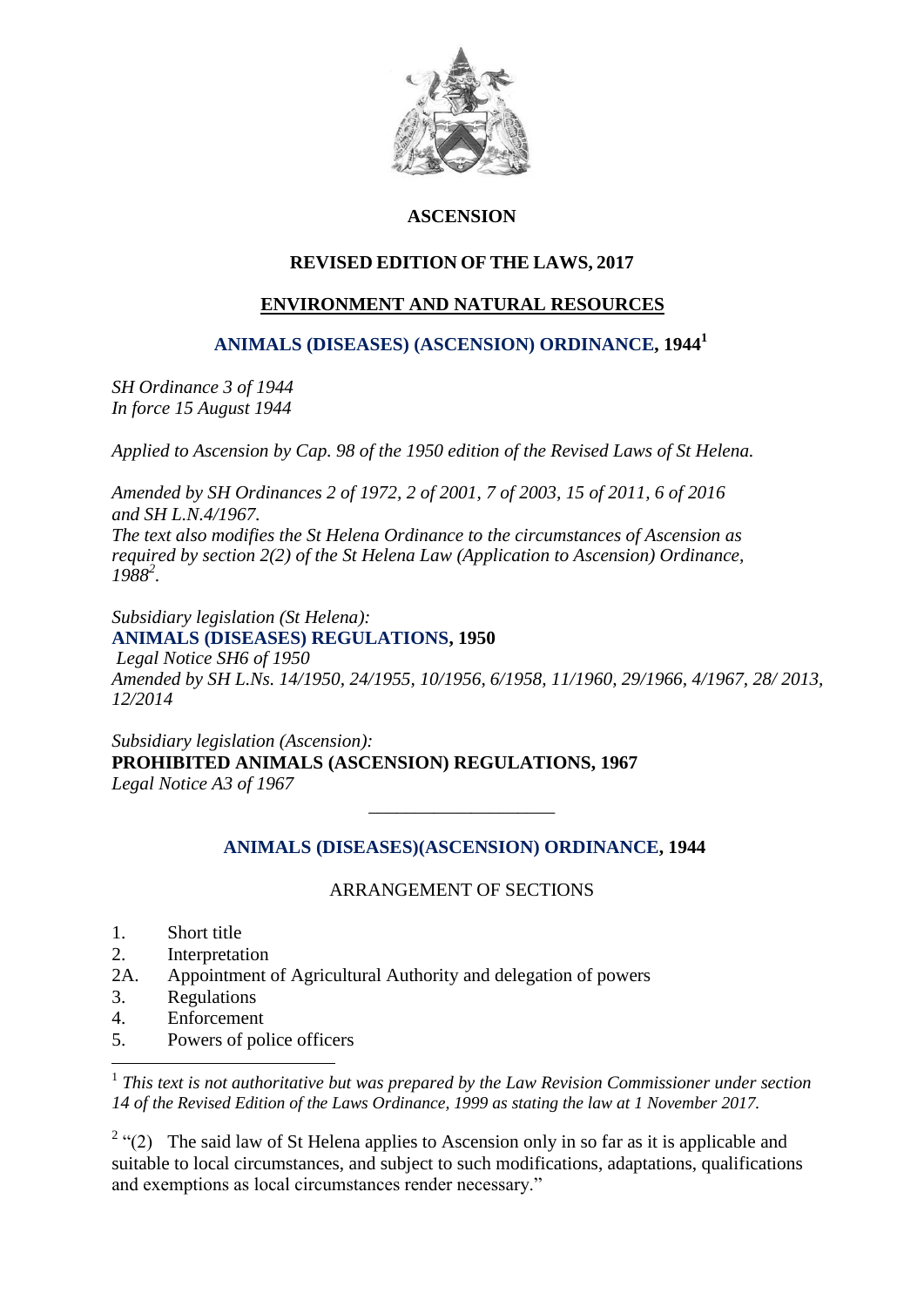**ASCENSION**

**REVISED EDITION OF THE LAWS, 2017**

**ENVIRONMENT AND NATURAL RESOURCES**

# ANIMALS (DISEASES) (ASCENSION) ORDINANCE, 1944[1]

*SH Ordinance 3 of 1944*
*In force 15 August 1944*

*Applied to Ascension by Cap. 98 of the 1950 edition of the Revised Laws of St Helena.*

*Amended by SH Ordinances 2 of 1972, 2 of 2001, 7 of 2003, 15 of 2011, 6 of 2016 and SH L.N.4/1967.*
*The text also modifies the St Helena Ordinance to the circumstances of Ascension as required by section 2(2) of the St Helena Law (Application to Ascension) Ordinance, 1988[2].*

*Subsidiary legislation (St Helena):*
**ANIMALS (DISEASES) REGULATIONS, 1950**
*Legal Notice SH6 of 1950*
*Amended by SH L.Ns. 14/1950, 24/1955, 10/1956, 6/1958, 11/1960, 29/1966, 4/1967, 28/ 2013, 12/2014*

*Subsidiary legislation (Ascension):*
**PROHIBITED ANIMALS (ASCENSION) REGULATIONS, 1967**
*Legal Notice A3 of 1967*

---

## ANIMALS (DISEASES)(ASCENSION) ORDINANCE, 1944

ARRANGEMENT OF SECTIONS

1. Short title
2. Interpretation
2A. Appointment of Agricultural Authority and delegation of powers
3. Regulations
4. Enforcement
5. Powers of police officers

---

[1] *This text is not authoritative but was prepared by the Law Revision Commissioner under section 14 of the Revised Edition of the Laws Ordinance, 1999 as stating the law at 1 November 2017.*

[2] "(2) The said law of St Helena applies to Ascension only in so far as it is applicable and suitable to local circumstances, and subject to such modifications, adaptations, qualifications and exemptions as local circumstances render necessary."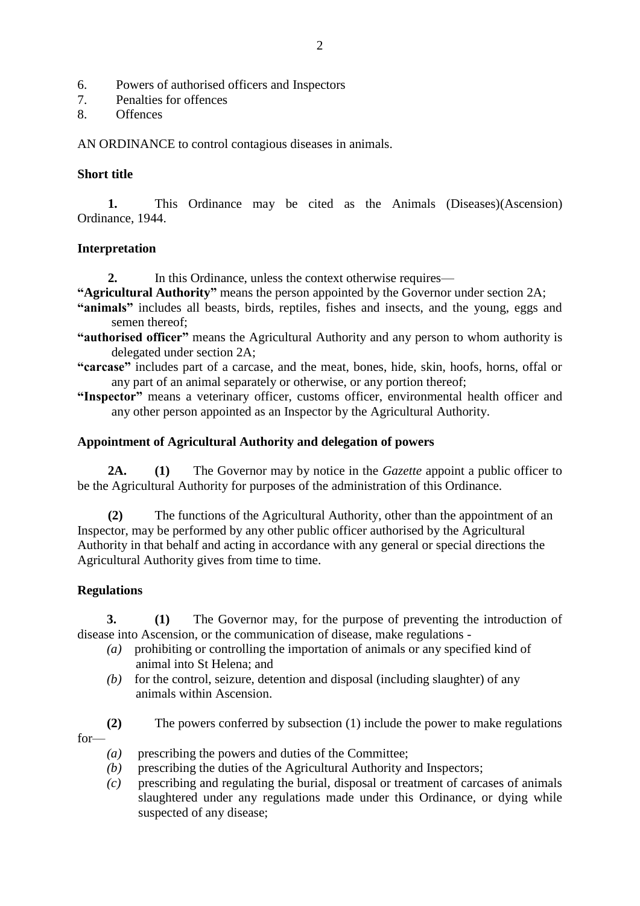6. Powers of authorised officers and Inspectors
7. Penalties for offences
8. Offences

AN ORDINANCE to control contagious diseases in animals.

**Short title**

**1.** This Ordinance may be cited as the Animals (Diseases)(Ascension) Ordinance, 1944.

**Interpretation**

**2.** In this Ordinance, unless the context otherwise requires—

**"Agricultural Authority"** means the person appointed by the Governor under section 2A;

**"animals"** includes all beasts, birds, reptiles, fishes and insects, and the young, eggs and semen thereof;

**"authorised officer"** means the Agricultural Authority and any person to whom authority is delegated under section 2A;

**"carcase"** includes part of a carcase, and the meat, bones, hide, skin, hoofs, horns, offal or any part of an animal separately or otherwise, or any portion thereof;

**"Inspector"** means a veterinary officer, customs officer, environmental health officer and any other person appointed as an Inspector by the Agricultural Authority.

**Appointment of Agricultural Authority and delegation of powers**

**2A.** **(1)** The Governor may by notice in the *Gazette* appoint a public officer to be the Agricultural Authority for purposes of the administration of this Ordinance.

**(2)** The functions of the Agricultural Authority, other than the appointment of an Inspector, may be performed by any other public officer authorised by the Agricultural Authority in that behalf and acting in accordance with any general or special directions the Agricultural Authority gives from time to time.

**Regulations**

**3.** **(1)** The Governor may, for the purpose of preventing the introduction of disease into Ascension, or the communication of disease, make regulations -

*(a)* prohibiting or controlling the importation of animals or any specified kind of animal into St Helena; and

*(b)* for the control, seizure, detention and disposal (including slaughter) of any animals within Ascension.

**(2)** The powers conferred by subsection (1) include the power to make regulations for—

*(a)* prescribing the powers and duties of the Committee;

*(b)* prescribing the duties of the Agricultural Authority and Inspectors;

*(c)* prescribing and regulating the burial, disposal or treatment of carcases of animals slaughtered under any regulations made under this Ordinance, or dying while suspected of any disease;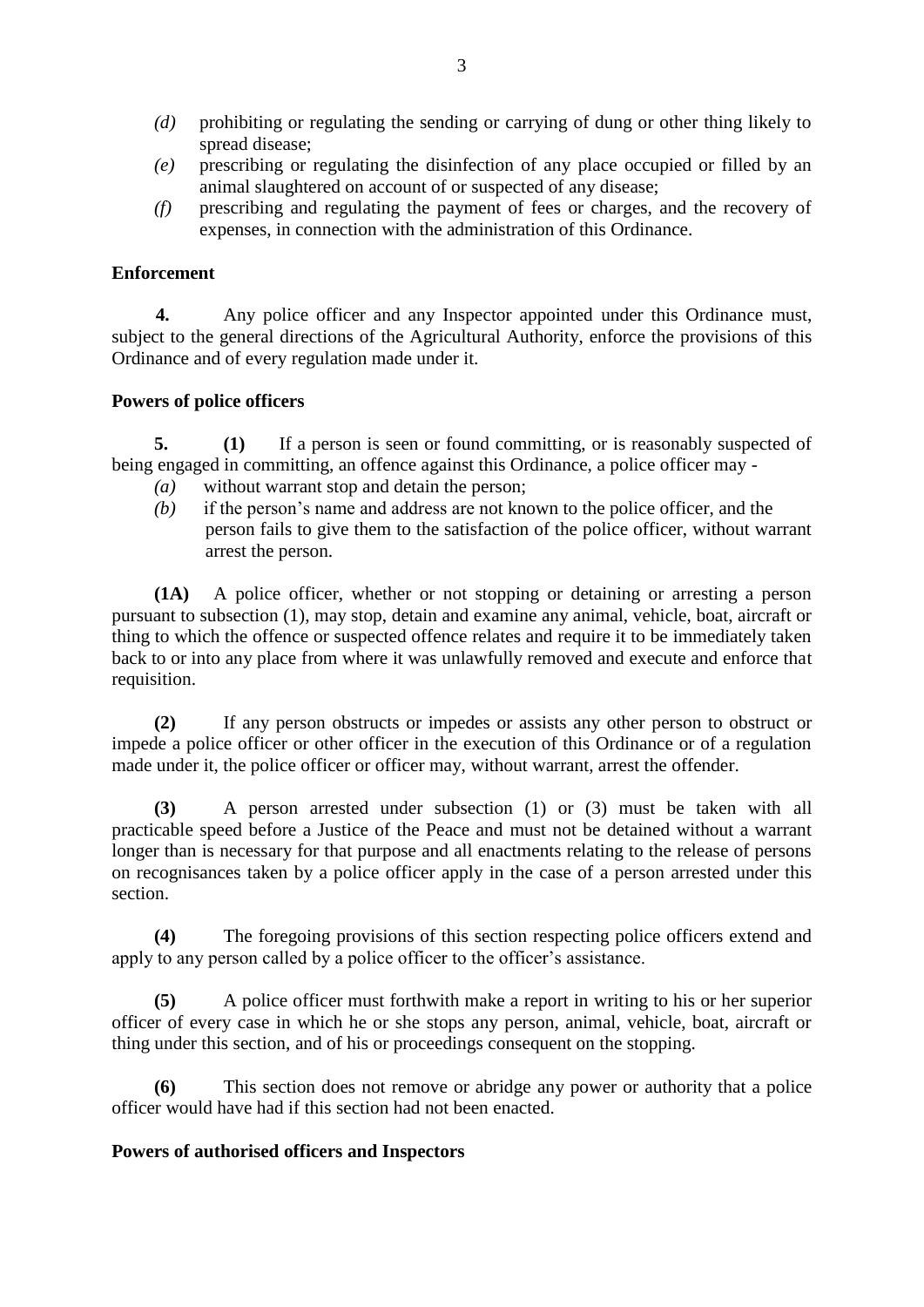*(d)* prohibiting or regulating the sending or carrying of dung or other thing likely to spread disease;

*(e)* prescribing or regulating the disinfection of any place occupied or filled by an animal slaughtered on account of or suspected of any disease;

*(f)* prescribing and regulating the payment of fees or charges, and the recovery of expenses, in connection with the administration of this Ordinance.

**Enforcement**

**4.** Any police officer and any Inspector appointed under this Ordinance must, subject to the general directions of the Agricultural Authority, enforce the provisions of this Ordinance and of every regulation made under it.

**Powers of police officers**

**5.** **(1)** If a person is seen or found committing, or is reasonably suspected of being engaged in committing, an offence against this Ordinance, a police officer may -

*(a)* without warrant stop and detain the person;

*(b)* if the person's name and address are not known to the police officer, and the person fails to give them to the satisfaction of the police officer, without warrant arrest the person.

**(1A)** A police officer, whether or not stopping or detaining or arresting a person pursuant to subsection (1), may stop, detain and examine any animal, vehicle, boat, aircraft or thing to which the offence or suspected offence relates and require it to be immediately taken back to or into any place from where it was unlawfully removed and execute and enforce that requisition.

**(2)** If any person obstructs or impedes or assists any other person to obstruct or impede a police officer or other officer in the execution of this Ordinance or of a regulation made under it, the police officer or officer may, without warrant, arrest the offender.

**(3)** A person arrested under subsection (1) or (3) must be taken with all practicable speed before a Justice of the Peace and must not be detained without a warrant longer than is necessary for that purpose and all enactments relating to the release of persons on recognisances taken by a police officer apply in the case of a person arrested under this section.

**(4)** The foregoing provisions of this section respecting police officers extend and apply to any person called by a police officer to the officer's assistance.

**(5)** A police officer must forthwith make a report in writing to his or her superior officer of every case in which he or she stops any person, animal, vehicle, boat, aircraft or thing under this section, and of his or proceedings consequent on the stopping.

**(6)** This section does not remove or abridge any power or authority that a police officer would have had if this section had not been enacted.

**Powers of authorised officers and Inspectors**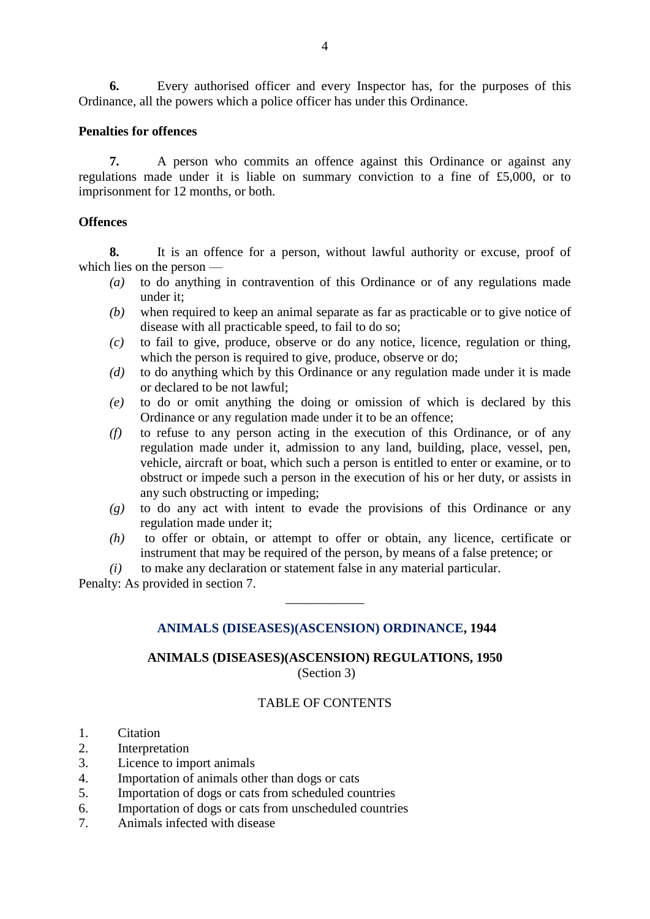**6.** Every authorised officer and every Inspector has, for the purposes of this Ordinance, all the powers which a police officer has under this Ordinance.

**Penalties for offences**

**7.** A person who commits an offence against this Ordinance or against any regulations made under it is liable on summary conviction to a fine of £5,000, or to imprisonment for 12 months, or both.

**Offences**

**8.** It is an offence for a person, without lawful authority or excuse, proof of which lies on the person —

*(a)* to do anything in contravention of this Ordinance or of any regulations made under it;

*(b)* when required to keep an animal separate as far as practicable or to give notice of disease with all practicable speed, to fail to do so;

*(c)* to fail to give, produce, observe or do any notice, licence, regulation or thing, which the person is required to give, produce, observe or do;

*(d)* to do anything which by this Ordinance or any regulation made under it is made or declared to be not lawful;

*(e)* to do or omit anything the doing or omission of which is declared by this Ordinance or any regulation made under it to be an offence;

*(f)* to refuse to any person acting in the execution of this Ordinance, or of any regulation made under it, admission to any land, building, place, vessel, pen, vehicle, aircraft or boat, which such a person is entitled to enter or examine, or to obstruct or impede such a person in the execution of his or her duty, or assists in any such obstructing or impeding;

*(g)* to do any act with intent to evade the provisions of this Ordinance or any regulation made under it;

*(h)* to offer or obtain, or attempt to offer or obtain, any licence, certificate or instrument that may be required of the person, by means of a false pretence; or

*(i)* to make any declaration or statement false in any material particular.

Penalty: As provided in section 7.

---

## ANIMALS (DISEASES)(ASCENSION) ORDINANCE, 1944

## ANIMALS (DISEASES)(ASCENSION) REGULATIONS, 1950

(Section 3)

TABLE OF CONTENTS

1. Citation
2. Interpretation
3. Licence to import animals
4. Importation of animals other than dogs or cats
5. Importation of dogs or cats from scheduled countries
6. Importation of dogs or cats from unscheduled countries
7. Animals infected with disease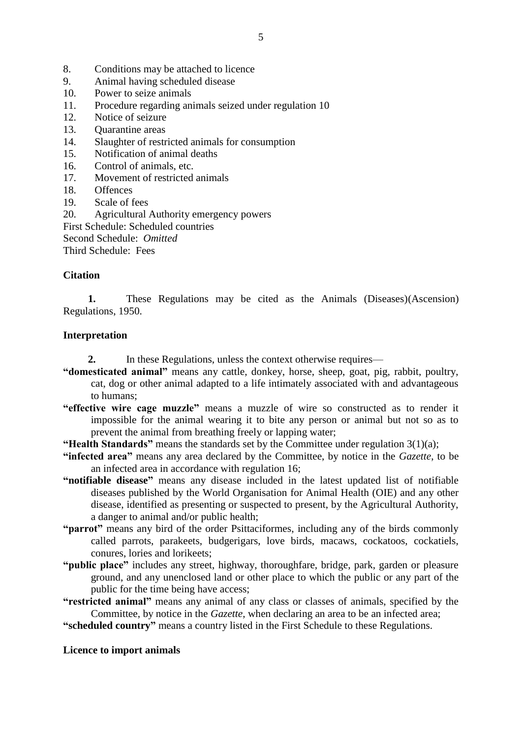8. Conditions may be attached to licence
9. Animal having scheduled disease
10. Power to seize animals
11. Procedure regarding animals seized under regulation 10
12. Notice of seizure
13. Quarantine areas
14. Slaughter of restricted animals for consumption
15. Notification of animal deaths
16. Control of animals, etc.
17. Movement of restricted animals
18. Offences
19. Scale of fees
20. Agricultural Authority emergency powers

First Schedule: Scheduled countries
Second Schedule: *Omitted*
Third Schedule: Fees

**Citation**

**1.** These Regulations may be cited as the Animals (Diseases)(Ascension) Regulations, 1950.

**Interpretation**

**2.** In these Regulations, unless the context otherwise requires—

**"domesticated animal"** means any cattle, donkey, horse, sheep, goat, pig, rabbit, poultry, cat, dog or other animal adapted to a life intimately associated with and advantageous to humans;

**"effective wire cage muzzle"** means a muzzle of wire so constructed as to render it impossible for the animal wearing it to bite any person or animal but not so as to prevent the animal from breathing freely or lapping water;

**"Health Standards"** means the standards set by the Committee under regulation 3(1)(a);

**"infected area"** means any area declared by the Committee, by notice in the *Gazette*, to be an infected area in accordance with regulation 16;

**"notifiable disease"** means any disease included in the latest updated list of notifiable diseases published by the World Organisation for Animal Health (OIE) and any other disease, identified as presenting or suspected to present, by the Agricultural Authority, a danger to animal and/or public health;

**"parrot"** means any bird of the order Psittaciformes, including any of the birds commonly called parrots, parakeets, budgerigars, love birds, macaws, cockatoos, cockatiels, conures, lories and lorikeets;

**"public place"** includes any street, highway, thoroughfare, bridge, park, garden or pleasure ground, and any unenclosed land or other place to which the public or any part of the public for the time being have access;

**"restricted animal"** means any animal of any class or classes of animals, specified by the Committee, by notice in the *Gazette*, when declaring an area to be an infected area;

**"scheduled country"** means a country listed in the First Schedule to these Regulations.

**Licence to import animals**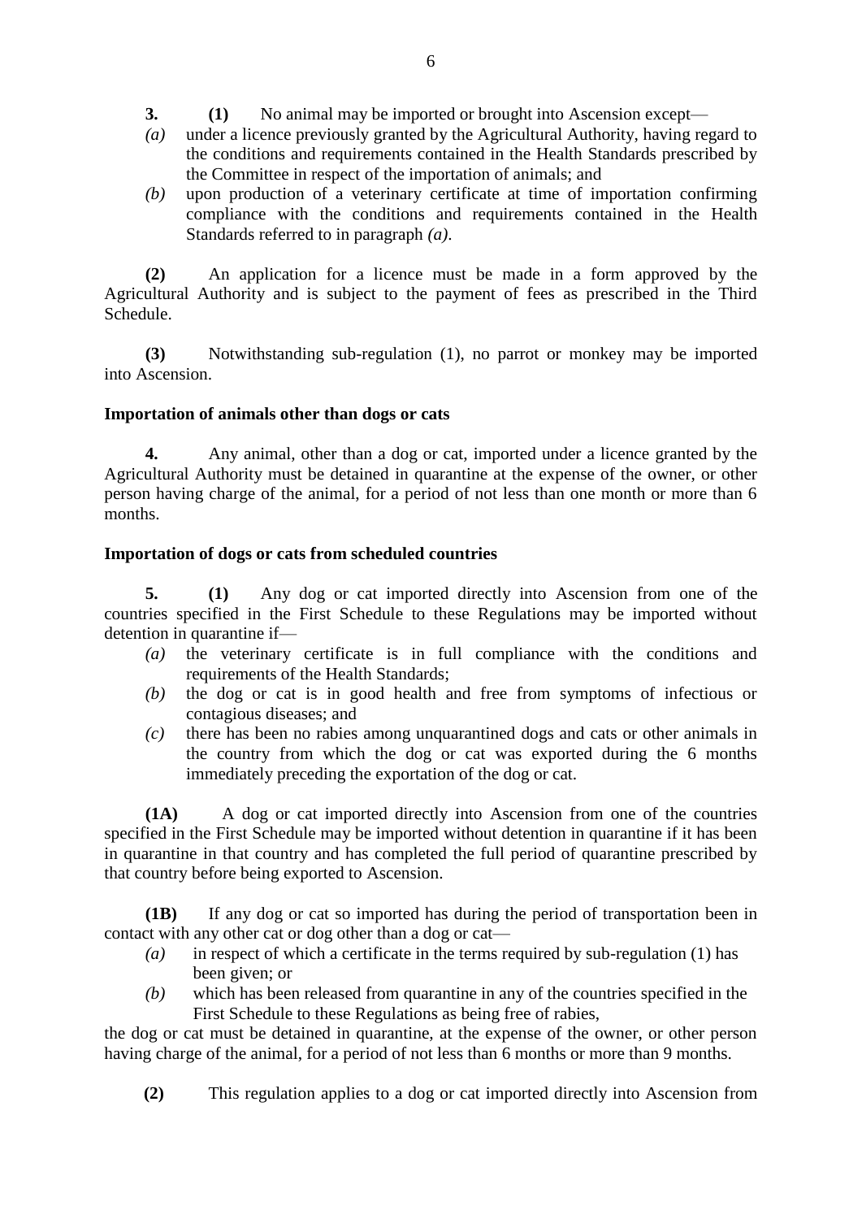**3.** **(1)** No animal may be imported or brought into Ascension except—

*(a)* under a licence previously granted by the Agricultural Authority, having regard to the conditions and requirements contained in the Health Standards prescribed by the Committee in respect of the importation of animals; and

*(b)* upon production of a veterinary certificate at time of importation confirming compliance with the conditions and requirements contained in the Health Standards referred to in paragraph *(a)*.

**(2)** An application for a licence must be made in a form approved by the Agricultural Authority and is subject to the payment of fees as prescribed in the Third Schedule.

**(3)** Notwithstanding sub-regulation (1), no parrot or monkey may be imported into Ascension.

**Importation of animals other than dogs or cats**

**4.** Any animal, other than a dog or cat, imported under a licence granted by the Agricultural Authority must be detained in quarantine at the expense of the owner, or other person having charge of the animal, for a period of not less than one month or more than 6 months.

**Importation of dogs or cats from scheduled countries**

**5.** **(1)** Any dog or cat imported directly into Ascension from one of the countries specified in the First Schedule to these Regulations may be imported without detention in quarantine if—

*(a)* the veterinary certificate is in full compliance with the conditions and requirements of the Health Standards;

*(b)* the dog or cat is in good health and free from symptoms of infectious or contagious diseases; and

*(c)* there has been no rabies among unquarantined dogs and cats or other animals in the country from which the dog or cat was exported during the 6 months immediately preceding the exportation of the dog or cat.

**(1A)** A dog or cat imported directly into Ascension from one of the countries specified in the First Schedule may be imported without detention in quarantine if it has been in quarantine in that country and has completed the full period of quarantine prescribed by that country before being exported to Ascension.

**(1B)** If any dog or cat so imported has during the period of transportation been in contact with any other cat or dog other than a dog or cat—

*(a)* in respect of which a certificate in the terms required by sub-regulation (1) has been given; or

*(b)* which has been released from quarantine in any of the countries specified in the First Schedule to these Regulations as being free of rabies,

the dog or cat must be detained in quarantine, at the expense of the owner, or other person having charge of the animal, for a period of not less than 6 months or more than 9 months.

**(2)** This regulation applies to a dog or cat imported directly into Ascension from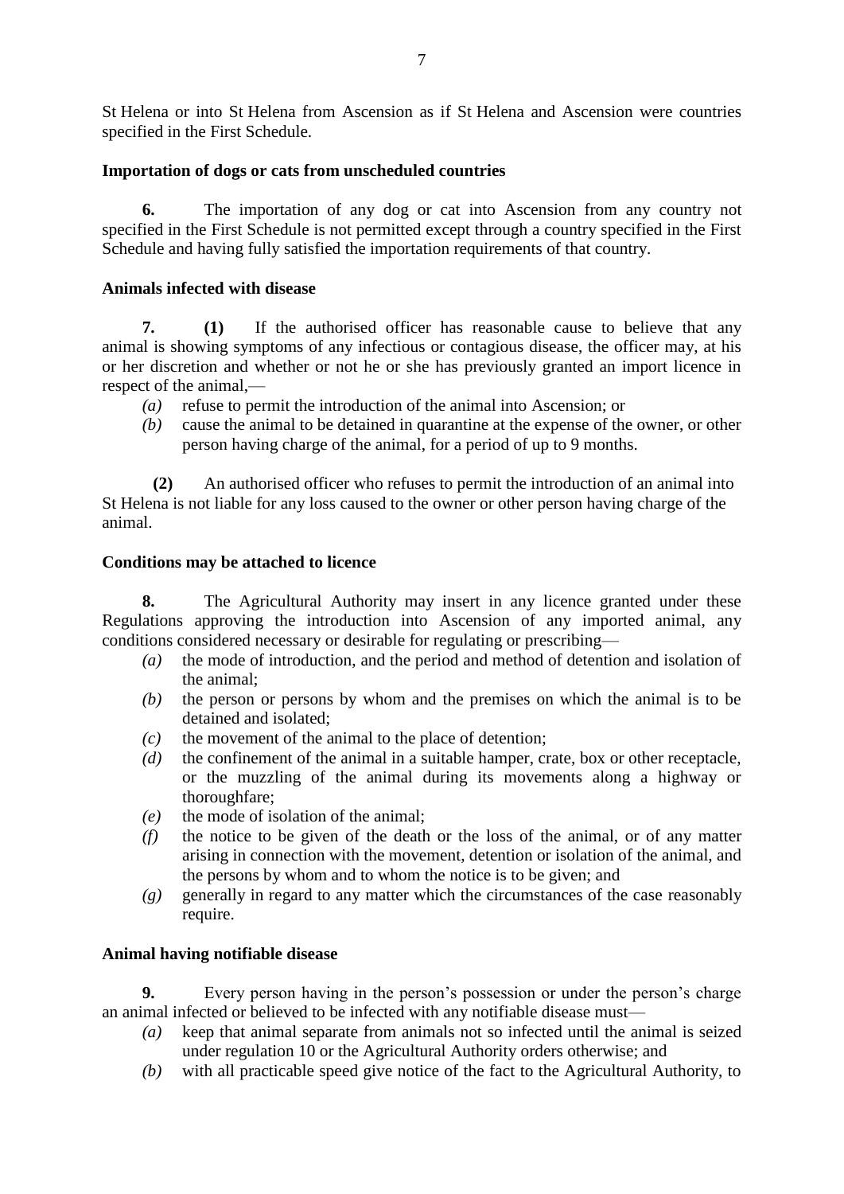St Helena or into St Helena from Ascension as if St Helena and Ascension were countries specified in the First Schedule.

**Importation of dogs or cats from unscheduled countries**

**6.** The importation of any dog or cat into Ascension from any country not specified in the First Schedule is not permitted except through a country specified in the First Schedule and having fully satisfied the importation requirements of that country.

**Animals infected with disease**

**7. (1)** If the authorised officer has reasonable cause to believe that any animal is showing symptoms of any infectious or contagious disease, the officer may, at his or her discretion and whether or not he or she has previously granted an import licence in respect of the animal,—

- *(a)* refuse to permit the introduction of the animal into Ascension; or
- *(b)* cause the animal to be detained in quarantine at the expense of the owner, or other person having charge of the animal, for a period of up to 9 months.

**(2)** An authorised officer who refuses to permit the introduction of an animal into St Helena is not liable for any loss caused to the owner or other person having charge of the animal.

**Conditions may be attached to licence**

**8.** The Agricultural Authority may insert in any licence granted under these Regulations approving the introduction into Ascension of any imported animal, any conditions considered necessary or desirable for regulating or prescribing—

- *(a)* the mode of introduction, and the period and method of detention and isolation of the animal;
- *(b)* the person or persons by whom and the premises on which the animal is to be detained and isolated;
- *(c)* the movement of the animal to the place of detention;
- *(d)* the confinement of the animal in a suitable hamper, crate, box or other receptacle, or the muzzling of the animal during its movements along a highway or thoroughfare;
- *(e)* the mode of isolation of the animal;
- *(f)* the notice to be given of the death or the loss of the animal, or of any matter arising in connection with the movement, detention or isolation of the animal, and the persons by whom and to whom the notice is to be given; and
- *(g)* generally in regard to any matter which the circumstances of the case reasonably require.

**Animal having notifiable disease**

**9.** Every person having in the person's possession or under the person's charge an animal infected or believed to be infected with any notifiable disease must—

- *(a)* keep that animal separate from animals not so infected until the animal is seized under regulation 10 or the Agricultural Authority orders otherwise; and
- *(b)* with all practicable speed give notice of the fact to the Agricultural Authority, to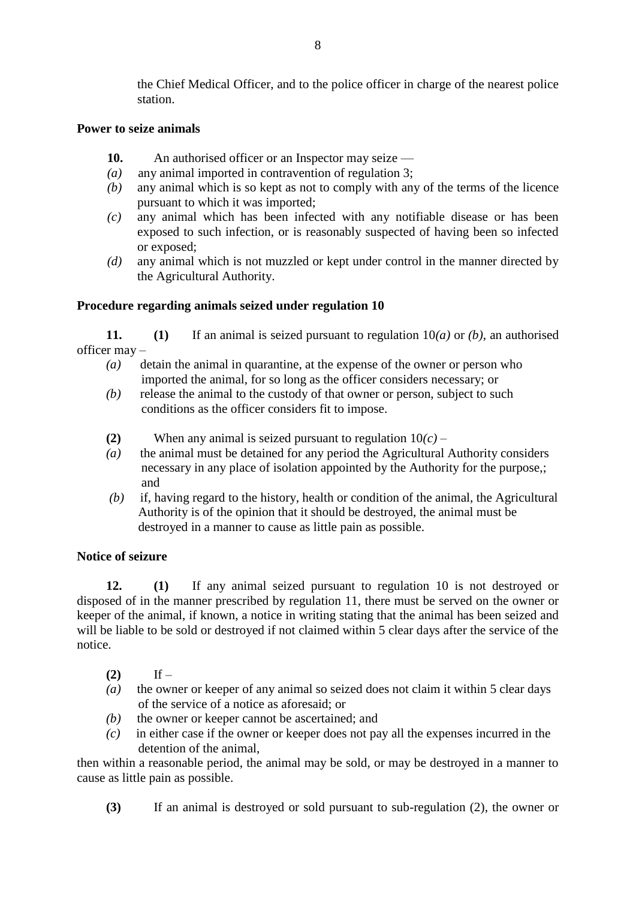the Chief Medical Officer, and to the police officer in charge of the nearest police station.

**Power to seize animals**

**10.** An authorised officer or an Inspector may seize —

*(a)* any animal imported in contravention of regulation 3;

*(b)* any animal which is so kept as not to comply with any of the terms of the licence pursuant to which it was imported;

*(c)* any animal which has been infected with any notifiable disease or has been exposed to such infection, or is reasonably suspected of having been so infected or exposed;

*(d)* any animal which is not muzzled or kept under control in the manner directed by the Agricultural Authority.

**Procedure regarding animals seized under regulation 10**

**11. (1)** If an animal is seized pursuant to regulation 10*(a)* or *(b)*, an authorised officer may –

*(a)* detain the animal in quarantine, at the expense of the owner or person who imported the animal, for so long as the officer considers necessary; or

*(b)* release the animal to the custody of that owner or person, subject to such conditions as the officer considers fit to impose.

**(2)** When any animal is seized pursuant to regulation 10*(c)* –

*(a)* the animal must be detained for any period the Agricultural Authority considers necessary in any place of isolation appointed by the Authority for the purpose,; and

*(b)* if, having regard to the history, health or condition of the animal, the Agricultural Authority is of the opinion that it should be destroyed, the animal must be destroyed in a manner to cause as little pain as possible.

**Notice of seizure**

**12. (1)** If any animal seized pursuant to regulation 10 is not destroyed or disposed of in the manner prescribed by regulation 11, there must be served on the owner or keeper of the animal, if known, a notice in writing stating that the animal has been seized and will be liable to be sold or destroyed if not claimed within 5 clear days after the service of the notice.

**(2)** If –

*(a)* the owner or keeper of any animal so seized does not claim it within 5 clear days of the service of a notice as aforesaid; or

*(b)* the owner or keeper cannot be ascertained; and

*(c)* in either case if the owner or keeper does not pay all the expenses incurred in the detention of the animal,

then within a reasonable period, the animal may be sold, or may be destroyed in a manner to cause as little pain as possible.

**(3)** If an animal is destroyed or sold pursuant to sub-regulation (2), the owner or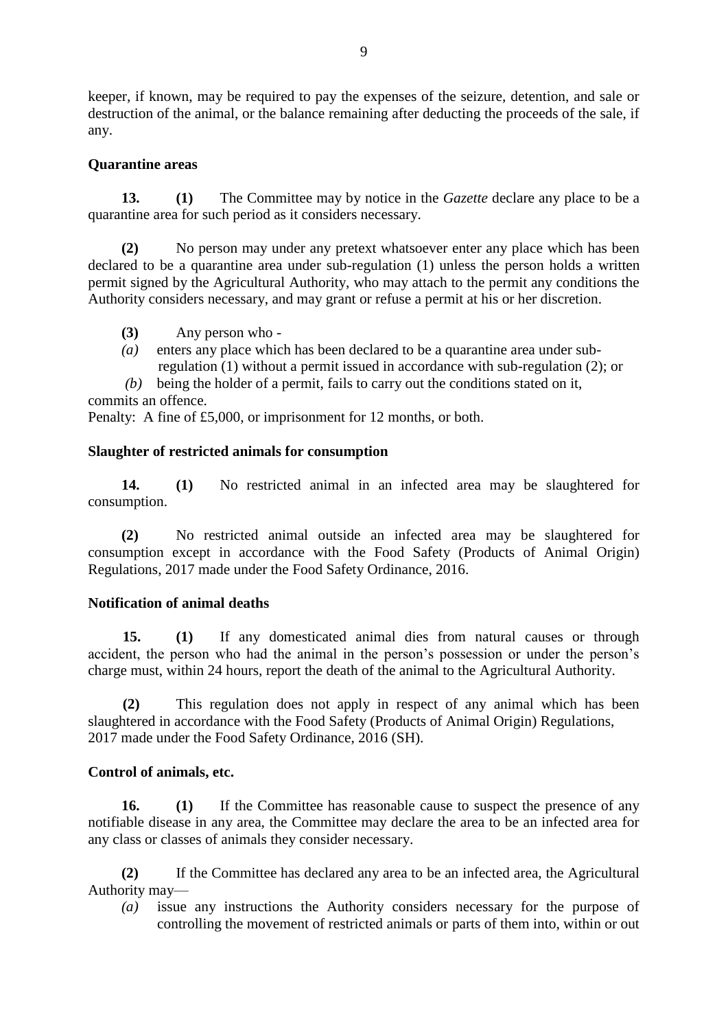keeper, if known, may be required to pay the expenses of the seizure, detention, and sale or destruction of the animal, or the balance remaining after deducting the proceeds of the sale, if any.

**Quarantine areas**

**13. (1)** The Committee may by notice in the *Gazette* declare any place to be a quarantine area for such period as it considers necessary.

**(2)** No person may under any pretext whatsoever enter any place which has been declared to be a quarantine area under sub-regulation (1) unless the person holds a written permit signed by the Agricultural Authority, who may attach to the permit any conditions the Authority considers necessary, and may grant or refuse a permit at his or her discretion.

**(3)** Any person who -

*(a)* enters any place which has been declared to be a quarantine area under sub-regulation (1) without a permit issued in accordance with sub-regulation (2); or

*(b)* being the holder of a permit, fails to carry out the conditions stated on it,

commits an offence.

Penalty: A fine of £5,000, or imprisonment for 12 months, or both.

**Slaughter of restricted animals for consumption**

**14. (1)** No restricted animal in an infected area may be slaughtered for consumption.

**(2)** No restricted animal outside an infected area may be slaughtered for consumption except in accordance with the Food Safety (Products of Animal Origin) Regulations, 2017 made under the Food Safety Ordinance, 2016.

**Notification of animal deaths**

**15. (1)** If any domesticated animal dies from natural causes or through accident, the person who had the animal in the person's possession or under the person's charge must, within 24 hours, report the death of the animal to the Agricultural Authority.

**(2)** This regulation does not apply in respect of any animal which has been slaughtered in accordance with the Food Safety (Products of Animal Origin) Regulations, 2017 made under the Food Safety Ordinance, 2016 (SH).

**Control of animals, etc.**

**16. (1)** If the Committee has reasonable cause to suspect the presence of any notifiable disease in any area, the Committee may declare the area to be an infected area for any class or classes of animals they consider necessary.

**(2)** If the Committee has declared any area to be an infected area, the Agricultural Authority may—

*(a)* issue any instructions the Authority considers necessary for the purpose of controlling the movement of restricted animals or parts of them into, within or out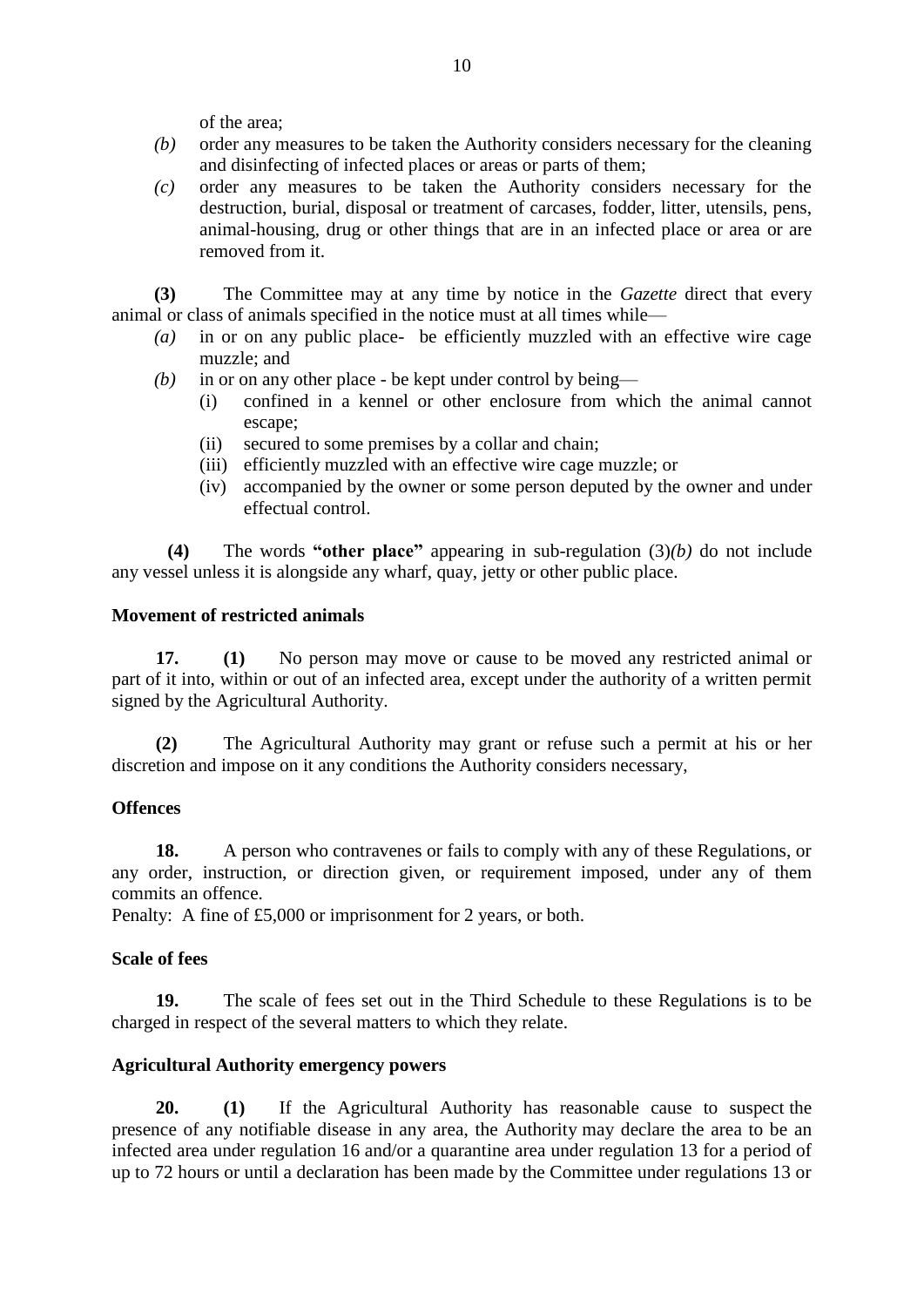of the area;

- *(b)* order any measures to be taken the Authority considers necessary for the cleaning and disinfecting of infected places or areas or parts of them;
- *(c)* order any measures to be taken the Authority considers necessary for the destruction, burial, disposal or treatment of carcases, fodder, litter, utensils, pens, animal-housing, drug or other things that are in an infected place or area or are removed from it.

**(3)** The Committee may at any time by notice in the *Gazette* direct that every animal or class of animals specified in the notice must at all times while—

- *(a)* in or on any public place- be efficiently muzzled with an effective wire cage muzzle; and
- *(b)* in or on any other place - be kept under control by being—
  - (i) confined in a kennel or other enclosure from which the animal cannot escape;
  - (ii) secured to some premises by a collar and chain;
  - (iii) efficiently muzzled with an effective wire cage muzzle; or
  - (iv) accompanied by the owner or some person deputed by the owner and under effectual control.

**(4)** The words **"other place"** appearing in sub-regulation (3)*(b)* do not include any vessel unless it is alongside any wharf, quay, jetty or other public place.

**Movement of restricted animals**

**17.** **(1)** No person may move or cause to be moved any restricted animal or part of it into, within or out of an infected area, except under the authority of a written permit signed by the Agricultural Authority.

**(2)** The Agricultural Authority may grant or refuse such a permit at his or her discretion and impose on it any conditions the Authority considers necessary,

**Offences**

**18.** A person who contravenes or fails to comply with any of these Regulations, or any order, instruction, or direction given, or requirement imposed, under any of them commits an offence.

Penalty: A fine of £5,000 or imprisonment for 2 years, or both.

**Scale of fees**

**19.** The scale of fees set out in the Third Schedule to these Regulations is to be charged in respect of the several matters to which they relate.

**Agricultural Authority emergency powers**

**20.** **(1)** If the Agricultural Authority has reasonable cause to suspect the presence of any notifiable disease in any area, the Authority may declare the area to be an infected area under regulation 16 and/or a quarantine area under regulation 13 for a period of up to 72 hours or until a declaration has been made by the Committee under regulations 13 or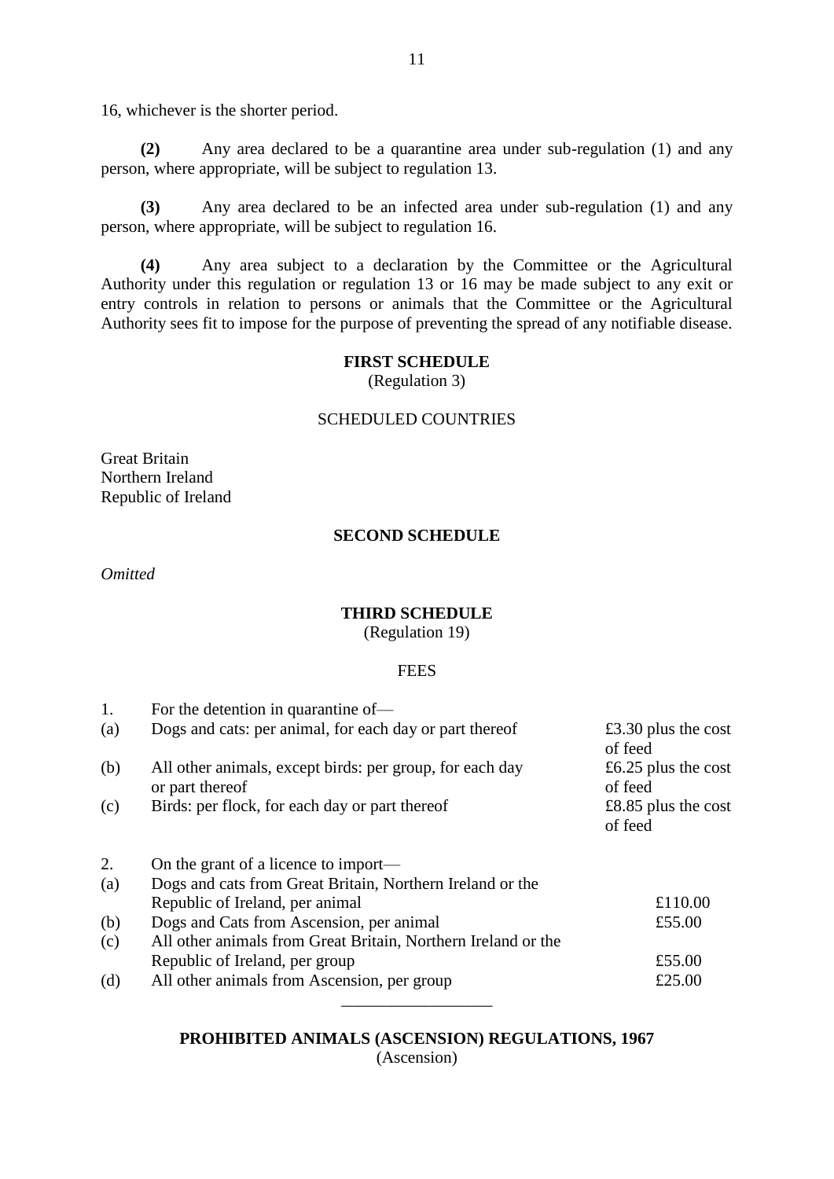16, whichever is the shorter period.

**(2)** Any area declared to be a quarantine area under sub-regulation (1) and any person, where appropriate, will be subject to regulation 13.

**(3)** Any area declared to be an infected area under sub-regulation (1) and any person, where appropriate, will be subject to regulation 16.

**(4)** Any area subject to a declaration by the Committee or the Agricultural Authority under this regulation or regulation 13 or 16 may be made subject to any exit or entry controls in relation to persons or animals that the Committee or the Agricultural Authority sees fit to impose for the purpose of preventing the spread of any notifiable disease.

**FIRST SCHEDULE**
(Regulation 3)

SCHEDULED COUNTRIES

Great Britain
Northern Ireland
Republic of Ireland

**SECOND SCHEDULE**

*Omitted*

**THIRD SCHEDULE**
(Regulation 19)

FEES

| | | |
|---|---|---|
| 1. | For the detention in quarantine of— | |
| (a) | Dogs and cats: per animal, for each day or part thereof | £3.30 plus the cost of feed |
| (b) | All other animals, except birds: per group, for each day or part thereof | £6.25 plus the cost of feed |
| (c) | Birds: per flock, for each day or part thereof | £8.85 plus the cost of feed |
| 2. | On the grant of a licence to import— | |
| (a) | Dogs and cats from Great Britain, Northern Ireland or the Republic of Ireland, per animal | £110.00 |
| (b) | Dogs and Cats from Ascension, per animal | £55.00 |
| (c) | All other animals from Great Britain, Northern Ireland or the Republic of Ireland, per group | £55.00 |
| (d) | All other animals from Ascension, per group | £25.00 |

---

**PROHIBITED ANIMALS (ASCENSION) REGULATIONS, 1967**
(Ascension)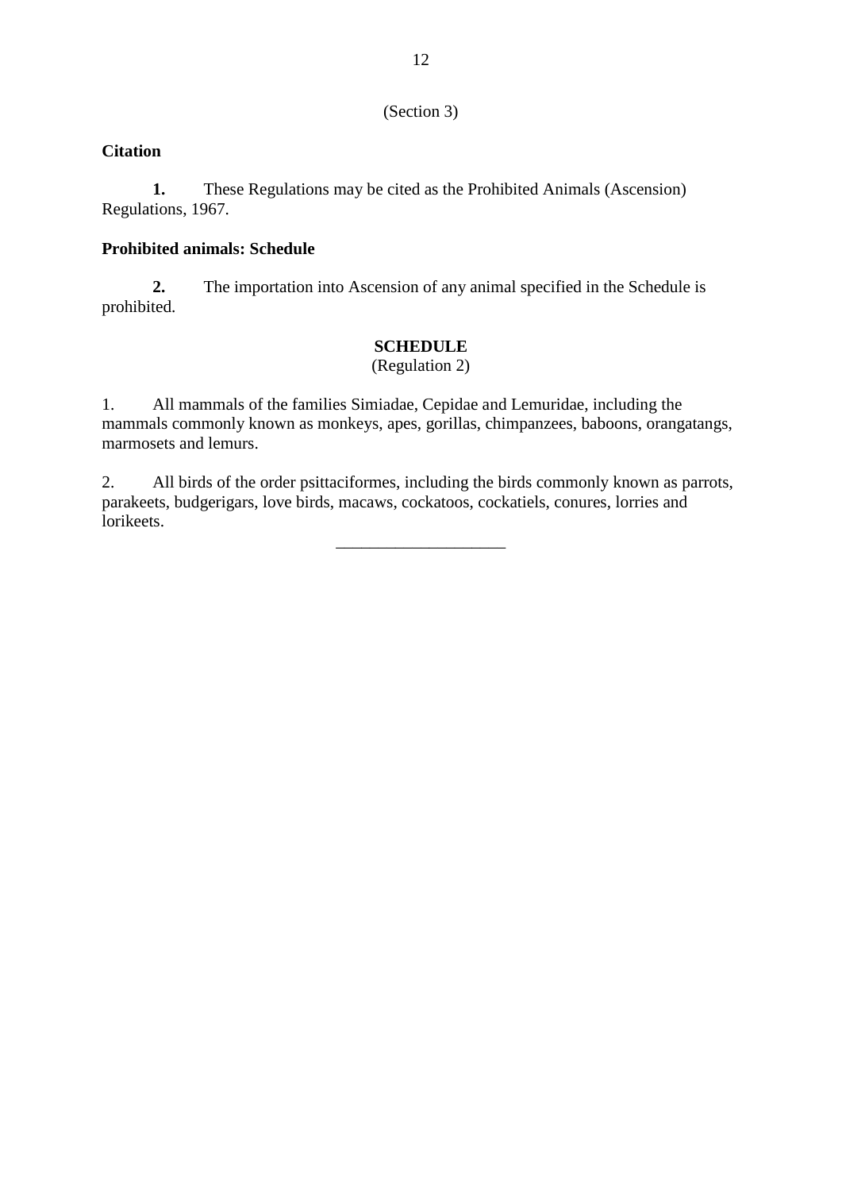(Section 3)

**Citation**

**1.** These Regulations may be cited as the Prohibited Animals (Ascension) Regulations, 1967.

**Prohibited animals: Schedule**

**2.** The importation into Ascension of any animal specified in the Schedule is prohibited.

## SCHEDULE

(Regulation 2)

1. All mammals of the families Simiadae, Cepidae and Lemuridae, including the mammals commonly known as monkeys, apes, gorillas, chimpanzees, baboons, orangatangs, marmosets and lemurs.

2. All birds of the order psittaciformes, including the birds commonly known as parrots, parakeets, budgerigars, love birds, macaws, cockatoos, cockatiels, conures, lorries and lorikeets.

___________________